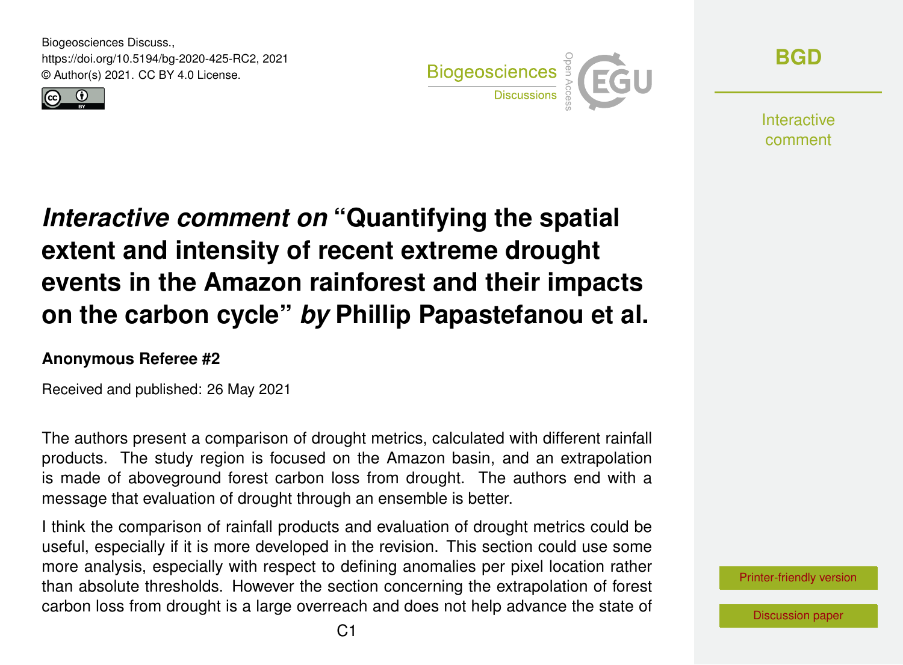Biogeosciences Discuss.,
https://doi.org/10.5194/bg-2020-425-RC2, 2021
© Author(s) 2021. CC BY 4.0 License.

# *Interactive comment on* "Quantifying the spatial extent and intensity of recent extreme drought events in the Amazon rainforest and their impacts on the carbon cycle" *by* Phillip Papastefanou et al.

**Anonymous Referee #2**

Received and published: 26 May 2021

The authors present a comparison of drought metrics, calculated with different rainfall products. The study region is focused on the Amazon basin, and an extrapolation is made of aboveground forest carbon loss from drought. The authors end with a message that evaluation of drought through an ensemble is better.

I think the comparison of rainfall products and evaluation of drought metrics could be useful, especially if it is more developed in the revision. This section could use some more analysis, especially with respect to defining anomalies per pixel location rather than absolute thresholds. However the section concerning the extrapolation of forest carbon loss from drought is a large overreach and does not help advance the state of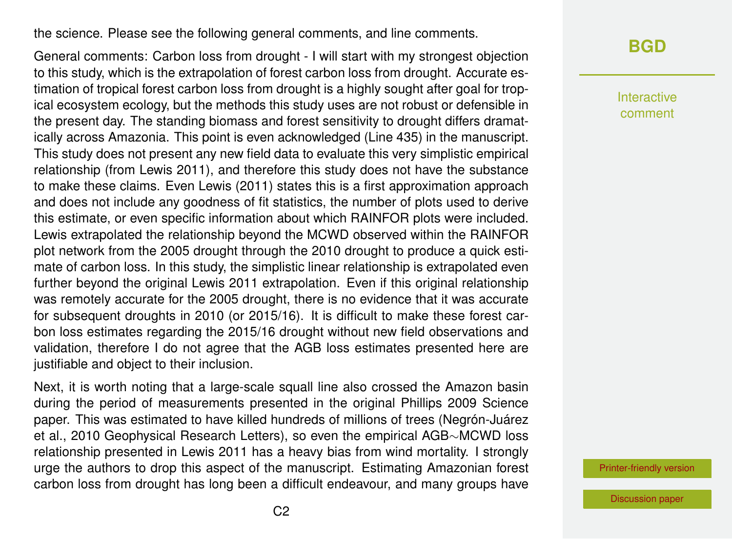the science. Please see the following general comments, and line comments.

General comments: Carbon loss from drought - I will start with my strongest objection to this study, which is the extrapolation of forest carbon loss from drought. Accurate estimation of tropical forest carbon loss from drought is a highly sought after goal for tropical ecosystem ecology, but the methods this study uses are not robust or defensible in the present day. The standing biomass and forest sensitivity to drought differs dramatically across Amazonia. This point is even acknowledged (Line 435) in the manuscript. This study does not present any new field data to evaluate this very simplistic empirical relationship (from Lewis 2011), and therefore this study does not have the substance to make these claims. Even Lewis (2011) states this is a first approximation approach and does not include any goodness of fit statistics, the number of plots used to derive this estimate, or even specific information about which RAINFOR plots were included. Lewis extrapolated the relationship beyond the MCWD observed within the RAINFOR plot network from the 2005 drought through the 2010 drought to produce a quick estimate of carbon loss. In this study, the simplistic linear relationship is extrapolated even further beyond the original Lewis 2011 extrapolation. Even if this original relationship was remotely accurate for the 2005 drought, there is no evidence that it was accurate for subsequent droughts in 2010 (or 2015/16). It is difficult to make these forest carbon loss estimates regarding the 2015/16 drought without new field observations and validation, therefore I do not agree that the AGB loss estimates presented here are justifiable and object to their inclusion.

Next, it is worth noting that a large-scale squall line also crossed the Amazon basin during the period of measurements presented in the original Phillips 2009 Science paper. This was estimated to have killed hundreds of millions of trees (Negrón-Juárez et al., 2010 Geophysical Research Letters), so even the empirical AGB$\sim$MCWD loss relationship presented in Lewis 2011 has a heavy bias from wind mortality. I strongly urge the authors to drop this aspect of the manuscript. Estimating Amazonian forest carbon loss from drought has long been a difficult endeavour, and many groups have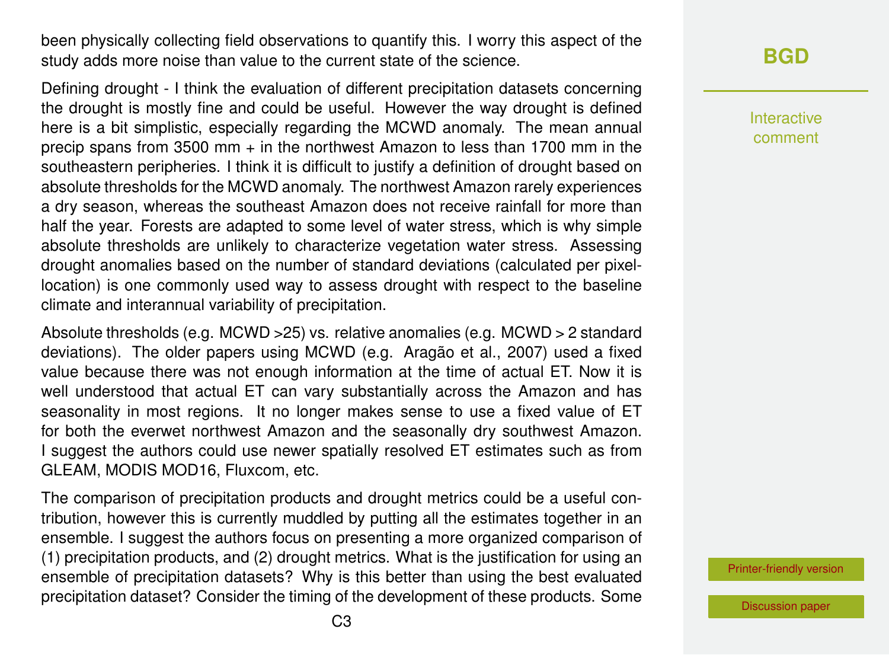been physically collecting field observations to quantify this. I worry this aspect of the study adds more noise than value to the current state of the science.

Defining drought - I think the evaluation of different precipitation datasets concerning the drought is mostly fine and could be useful. However the way drought is defined here is a bit simplistic, especially regarding the MCWD anomaly. The mean annual precip spans from 3500 mm + in the northwest Amazon to less than 1700 mm in the southeastern peripheries. I think it is difficult to justify a definition of drought based on absolute thresholds for the MCWD anomaly. The northwest Amazon rarely experiences a dry season, whereas the southeast Amazon does not receive rainfall for more than half the year. Forests are adapted to some level of water stress, which is why simple absolute thresholds are unlikely to characterize vegetation water stress. Assessing drought anomalies based on the number of standard deviations (calculated per pixel-location) is one commonly used way to assess drought with respect to the baseline climate and interannual variability of precipitation.

Absolute thresholds (e.g. MCWD >25) vs. relative anomalies (e.g. MCWD > 2 standard deviations). The older papers using MCWD (e.g. Aragão et al., 2007) used a fixed value because there was not enough information at the time of actual ET. Now it is well understood that actual ET can vary substantially across the Amazon and has seasonality in most regions. It no longer makes sense to use a fixed value of ET for both the everwet northwest Amazon and the seasonally dry southwest Amazon. I suggest the authors could use newer spatially resolved ET estimates such as from GLEAM, MODIS MOD16, Fluxcom, etc.

The comparison of precipitation products and drought metrics could be a useful contribution, however this is currently muddled by putting all the estimates together in an ensemble. I suggest the authors focus on presenting a more organized comparison of (1) precipitation products, and (2) drought metrics. What is the justification for using an ensemble of precipitation datasets? Why is this better than using the best evaluated precipitation dataset? Consider the timing of the development of these products. Some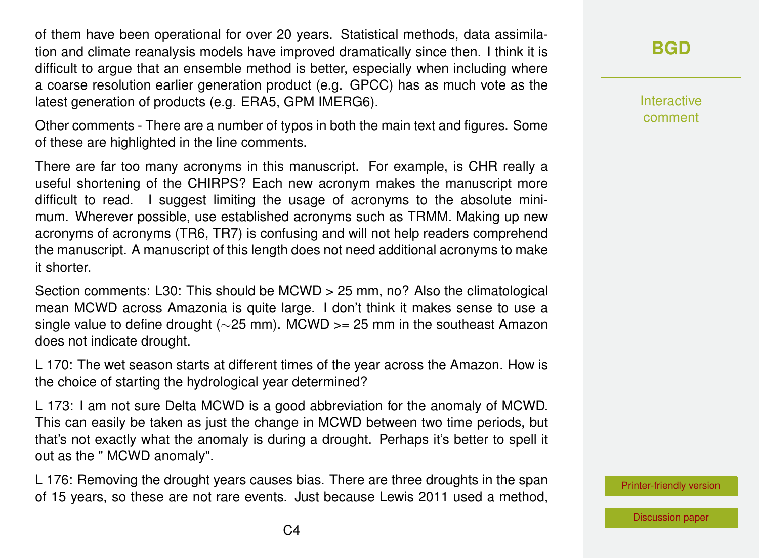of them have been operational for over 20 years. Statistical methods, data assimilation and climate reanalysis models have improved dramatically since then. I think it is difficult to argue that an ensemble method is better, especially when including where a coarse resolution earlier generation product (e.g. GPCC) has as much vote as the latest generation of products (e.g. ERA5, GPM IMERG6).

Other comments - There are a number of typos in both the main text and figures. Some of these are highlighted in the line comments.

There are far too many acronyms in this manuscript. For example, is CHR really a useful shortening of the CHIRPS? Each new acronym makes the manuscript more difficult to read. I suggest limiting the usage of acronyms to the absolute minimum. Wherever possible, use established acronyms such as TRMM. Making up new acronyms of acronyms (TR6, TR7) is confusing and will not help readers comprehend the manuscript. A manuscript of this length does not need additional acronyms to make it shorter.

Section comments: L30: This should be MCWD > 25 mm, no? Also the climatological mean MCWD across Amazonia is quite large. I don't think it makes sense to use a single value to define drought ($\sim$25 mm). MCWD >= 25 mm in the southeast Amazon does not indicate drought.

L 170: The wet season starts at different times of the year across the Amazon. How is the choice of starting the hydrological year determined?

L 173: I am not sure Delta MCWD is a good abbreviation for the anomaly of MCWD. This can easily be taken as just the change in MCWD between two time periods, but that's not exactly what the anomaly is during a drought. Perhaps it's better to spell it out as the " MCWD anomaly".

L 176: Removing the drought years causes bias. There are three droughts in the span of 15 years, so these are not rare events. Just because Lewis 2011 used a method,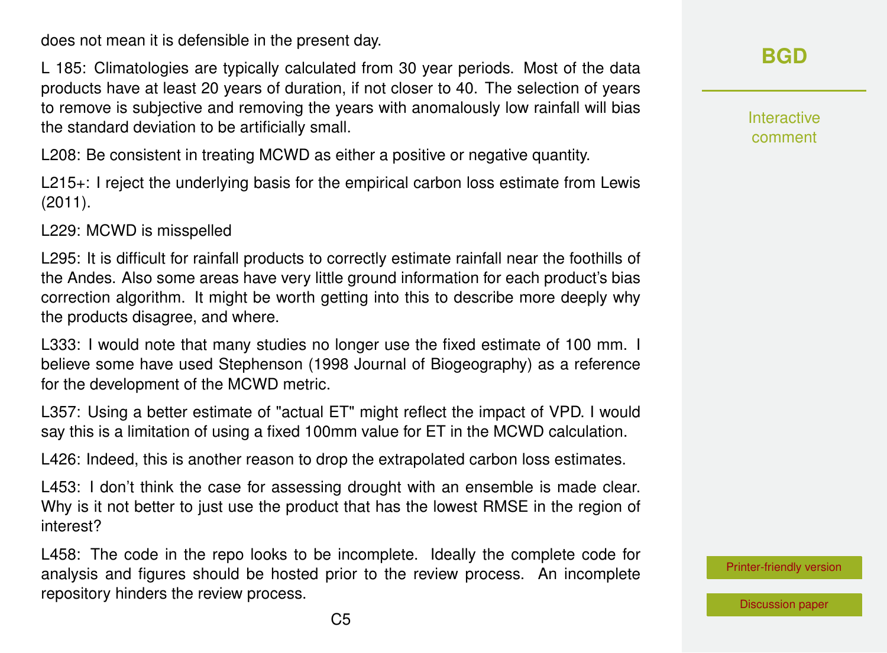does not mean it is defensible in the present day.

L 185: Climatologies are typically calculated from 30 year periods. Most of the data products have at least 20 years of duration, if not closer to 40. The selection of years to remove is subjective and removing the years with anomalously low rainfall will bias the standard deviation to be artificially small.

L208: Be consistent in treating MCWD as either a positive or negative quantity.

L215+: I reject the underlying basis for the empirical carbon loss estimate from Lewis (2011).

L229: MCWD is misspelled

L295: It is difficult for rainfall products to correctly estimate rainfall near the foothills of the Andes. Also some areas have very little ground information for each product's bias correction algorithm. It might be worth getting into this to describe more deeply why the products disagree, and where.

L333: I would note that many studies no longer use the fixed estimate of 100 mm. I believe some have used Stephenson (1998 Journal of Biogeography) as a reference for the development of the MCWD metric.

L357: Using a better estimate of "actual ET" might reflect the impact of VPD. I would say this is a limitation of using a fixed 100mm value for ET in the MCWD calculation.

L426: Indeed, this is another reason to drop the extrapolated carbon loss estimates.

L453: I don't think the case for assessing drought with an ensemble is made clear. Why is it not better to just use the product that has the lowest RMSE in the region of interest?

L458: The code in the repo looks to be incomplete. Ideally the complete code for analysis and figures should be hosted prior to the review process. An incomplete repository hinders the review process.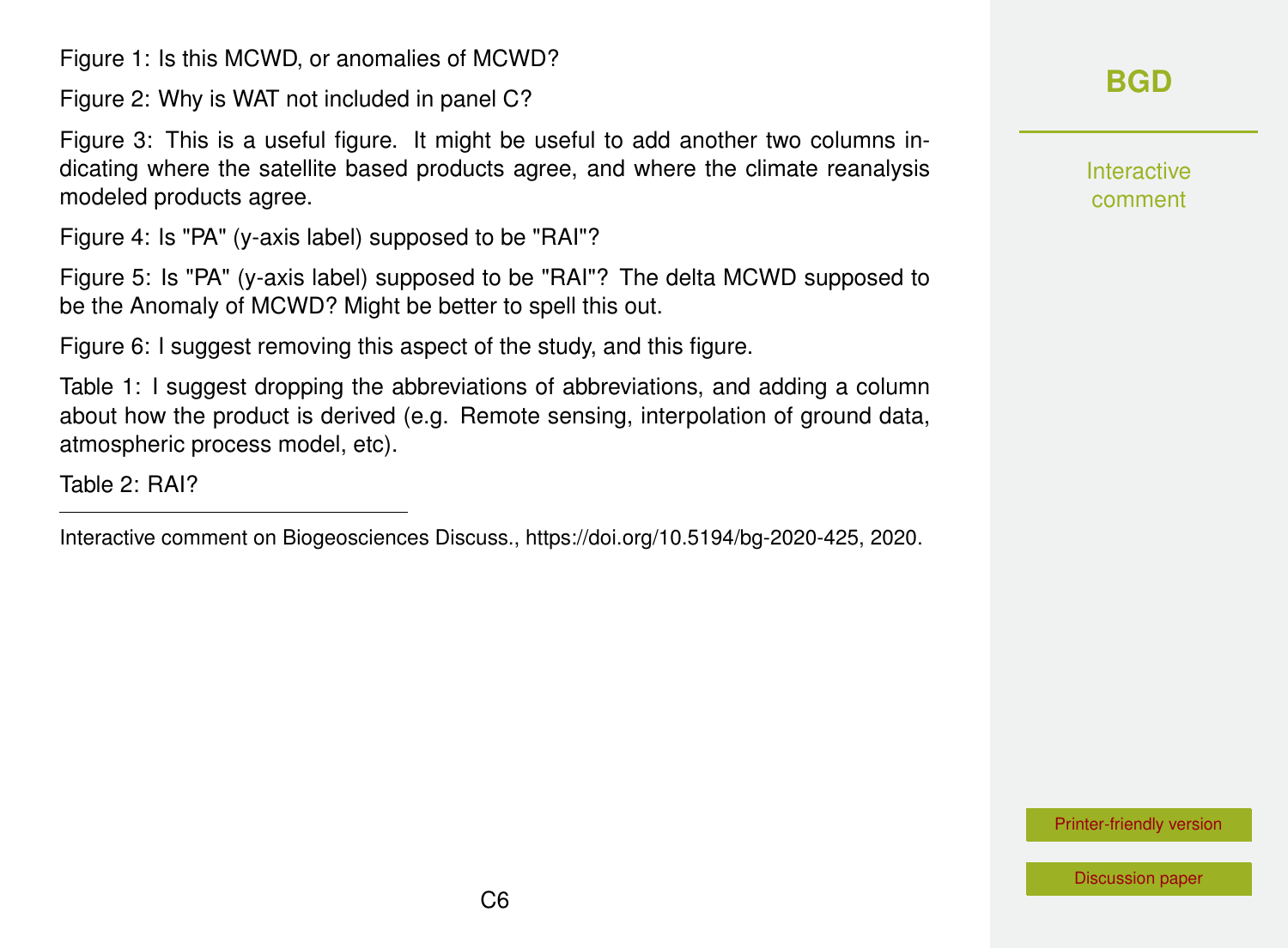Figure 1: Is this MCWD, or anomalies of MCWD?

Figure 2: Why is WAT not included in panel C?

Figure 3: This is a useful figure. It might be useful to add another two columns indicating where the satellite based products agree, and where the climate reanalysis modeled products agree.

Figure 4: Is "PA" (y-axis label) supposed to be "RAI"?

Figure 5: Is "PA" (y-axis label) supposed to be "RAI"? The delta MCWD supposed to be the Anomaly of MCWD? Might be better to spell this out.

Figure 6: I suggest removing this aspect of the study, and this figure.

Table 1: I suggest dropping the abbreviations of abbreviations, and adding a column about how the product is derived (e.g. Remote sensing, interpolation of ground data, atmospheric process model, etc).

Table 2: RAI?

---

Interactive comment on Biogeosciences Discuss., https://doi.org/10.5194/bg-2020-425, 2020.